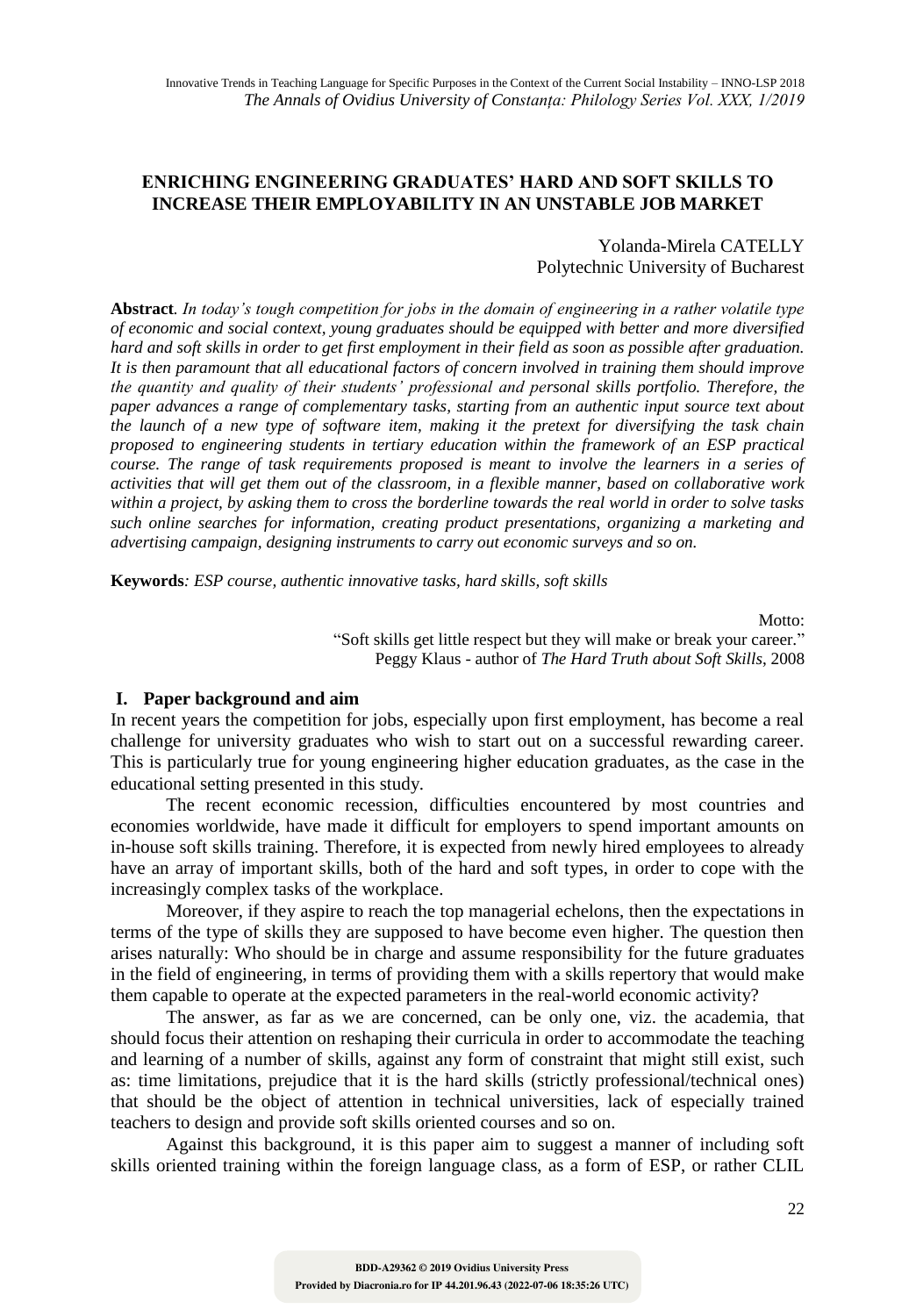# ENRICHING ENGINEERING GRADUATES' HARD AND SOFT SKILLS TO INCREASE THEIR EMPLOYABILITY IN AN UNSTABLE JOB MARKET

Yolanda-Mirela CATELLY
Polytechnic University of Bucharest

**Abstract**. *In today's tough competition for jobs in the domain of engineering in a rather volatile type of economic and social context, young graduates should be equipped with better and more diversified hard and soft skills in order to get first employment in their field as soon as possible after graduation. It is then paramount that all educational factors of concern involved in training them should improve the quantity and quality of their students' professional and personal skills portfolio. Therefore, the paper advances a range of complementary tasks, starting from an authentic input source text about the launch of a new type of software item, making it the pretext for diversifying the task chain proposed to engineering students in tertiary education within the framework of an ESP practical course. The range of task requirements proposed is meant to involve the learners in a series of activities that will get them out of the classroom, in a flexible manner, based on collaborative work within a project, by asking them to cross the borderline towards the real world in order to solve tasks such online searches for information, creating product presentations, organizing a marketing and advertising campaign, designing instruments to carry out economic surveys and so on.*

**Keywords**: *ESP course, authentic innovative tasks, hard skills, soft skills*

Motto:
"Soft skills get little respect but they will make or break your career."
Peggy Klaus - author of *The Hard Truth about Soft Skills*, 2008

## I. Paper background and aim

In recent years the competition for jobs, especially upon first employment, has become a real challenge for university graduates who wish to start out on a successful rewarding career. This is particularly true for young engineering higher education graduates, as the case in the educational setting presented in this study.

The recent economic recession, difficulties encountered by most countries and economies worldwide, have made it difficult for employers to spend important amounts on in-house soft skills training. Therefore, it is expected from newly hired employees to already have an array of important skills, both of the hard and soft types, in order to cope with the increasingly complex tasks of the workplace.

Moreover, if they aspire to reach the top managerial echelons, then the expectations in terms of the type of skills they are supposed to have become even higher. The question then arises naturally: Who should be in charge and assume responsibility for the future graduates in the field of engineering, in terms of providing them with a skills repertory that would make them capable to operate at the expected parameters in the real-world economic activity?

The answer, as far as we are concerned, can be only one, viz. the academia, that should focus their attention on reshaping their curricula in order to accommodate the teaching and learning of a number of skills, against any form of constraint that might still exist, such as: time limitations, prejudice that it is the hard skills (strictly professional/technical ones) that should be the object of attention in technical universities, lack of especially trained teachers to design and provide soft skills oriented courses and so on.

Against this background, it is this paper aim to suggest a manner of including soft skills oriented training within the foreign language class, as a form of ESP, or rather CLIL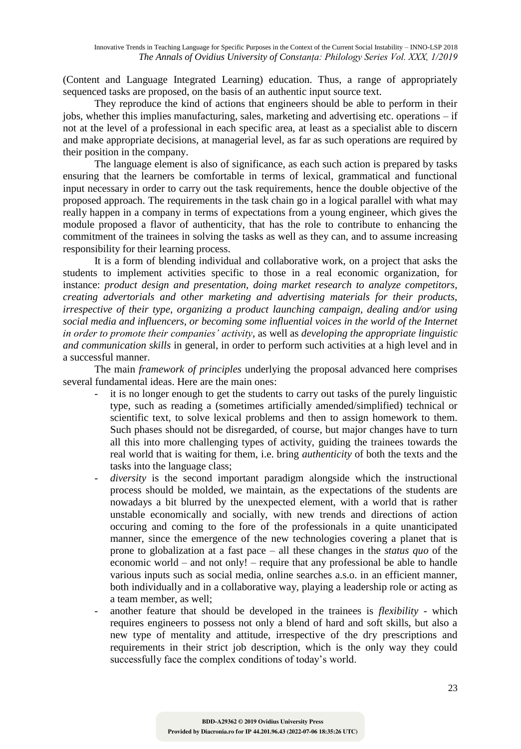(Content and Language Integrated Learning) education. Thus, a range of appropriately sequenced tasks are proposed, on the basis of an authentic input source text.

They reproduce the kind of actions that engineers should be able to perform in their jobs, whether this implies manufacturing, sales, marketing and advertising etc. operations – if not at the level of a professional in each specific area, at least as a specialist able to discern and make appropriate decisions, at managerial level, as far as such operations are required by their position in the company.

The language element is also of significance, as each such action is prepared by tasks ensuring that the learners be comfortable in terms of lexical, grammatical and functional input necessary in order to carry out the task requirements, hence the double objective of the proposed approach. The requirements in the task chain go in a logical parallel with what may really happen in a company in terms of expectations from a young engineer, which gives the module proposed a flavor of authenticity, that has the role to contribute to enhancing the commitment of the trainees in solving the tasks as well as they can, and to assume increasing responsibility for their learning process.

It is a form of blending individual and collaborative work, on a project that asks the students to implement activities specific to those in a real economic organization, for instance: *product design and presentation, doing market research to analyze competitors, creating advertorials and other marketing and advertising materials for their products, irrespective of their type, organizing a product launching campaign, dealing and/or using social media and influencers, or becoming some influential voices in the world of the Internet in order to promote their companies' activity*, as well as *developing the appropriate linguistic and communication skills* in general, in order to perform such activities at a high level and in a successful manner.

The main *framework of principles* underlying the proposal advanced here comprises several fundamental ideas. Here are the main ones:

- it is no longer enough to get the students to carry out tasks of the purely linguistic type, such as reading a (sometimes artificially amended/simplified) technical or scientific text, to solve lexical problems and then to assign homework to them. Such phases should not be disregarded, of course, but major changes have to turn all this into more challenging types of activity, guiding the trainees towards the real world that is waiting for them, i.e. bring *authenticity* of both the texts and the tasks into the language class;
- *diversity* is the second important paradigm alongside which the instructional process should be molded, we maintain, as the expectations of the students are nowadays a bit blurred by the unexpected element, with a world that is rather unstable economically and socially, with new trends and directions of action occuring and coming to the fore of the professionals in a quite unanticipated manner, since the emergence of the new technologies covering a planet that is prone to globalization at a fast pace – all these changes in the *status quo* of the economic world – and not only! – require that any professional be able to handle various inputs such as social media, online searches a.s.o. in an efficient manner, both individually and in a collaborative way, playing a leadership role or acting as a team member, as well;
- another feature that should be developed in the trainees is *flexibility* - which requires engineers to possess not only a blend of hard and soft skills, but also a new type of mentality and attitude, irrespective of the dry prescriptions and requirements in their strict job description, which is the only way they could successfully face the complex conditions of today's world.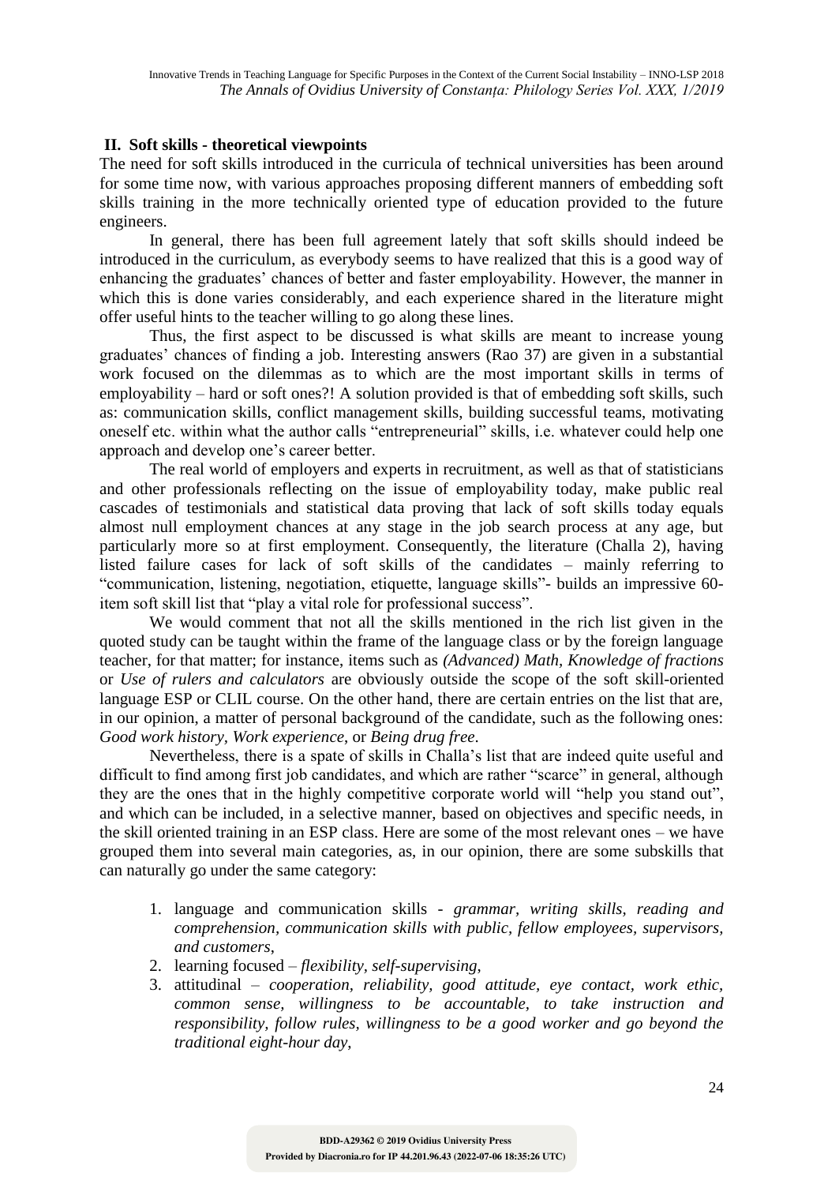## II. Soft skills - theoretical viewpoints

The need for soft skills introduced in the curricula of technical universities has been around for some time now, with various approaches proposing different manners of embedding soft skills training in the more technically oriented type of education provided to the future engineers.

In general, there has been full agreement lately that soft skills should indeed be introduced in the curriculum, as everybody seems to have realized that this is a good way of enhancing the graduates' chances of better and faster employability. However, the manner in which this is done varies considerably, and each experience shared in the literature might offer useful hints to the teacher willing to go along these lines.

Thus, the first aspect to be discussed is what skills are meant to increase young graduates' chances of finding a job. Interesting answers (Rao 37) are given in a substantial work focused on the dilemmas as to which are the most important skills in terms of employability – hard or soft ones?! A solution provided is that of embedding soft skills, such as: communication skills, conflict management skills, building successful teams, motivating oneself etc. within what the author calls "entrepreneurial" skills, i.e. whatever could help one approach and develop one's career better.

The real world of employers and experts in recruitment, as well as that of statisticians and other professionals reflecting on the issue of employability today, make public real cascades of testimonials and statistical data proving that lack of soft skills today equals almost null employment chances at any stage in the job search process at any age, but particularly more so at first employment. Consequently, the literature (Challa 2), having listed failure cases for lack of soft skills of the candidates – mainly referring to "communication, listening, negotiation, etiquette, language skills"- builds an impressive 60-item soft skill list that "play a vital role for professional success".

We would comment that not all the skills mentioned in the rich list given in the quoted study can be taught within the frame of the language class or by the foreign language teacher, for that matter; for instance, items such as *(Advanced) Math, Knowledge of fractions* or *Use of rulers and calculators* are obviously outside the scope of the soft skill-oriented language ESP or CLIL course. On the other hand, there are certain entries on the list that are, in our opinion, a matter of personal background of the candidate, such as the following ones: *Good work history*, *Work experience*, or *Being drug free*.

Nevertheless, there is a spate of skills in Challa's list that are indeed quite useful and difficult to find among first job candidates, and which are rather "scarce" in general, although they are the ones that in the highly competitive corporate world will "help you stand out", and which can be included, in a selective manner, based on objectives and specific needs, in the skill oriented training in an ESP class. Here are some of the most relevant ones – we have grouped them into several main categories, as, in our opinion, there are some subskills that can naturally go under the same category:

1. language and communication skills - *grammar, writing skills, reading and comprehension, communication skills with public, fellow employees, supervisors, and customers*,
2. learning focused – *flexibility, self-supervising*,
3. attitudinal – *cooperation, reliability, good attitude, eye contact, work ethic, common sense, willingness to be accountable, to take instruction and responsibility, follow rules, willingness to be a good worker and go beyond the traditional eight-hour day*,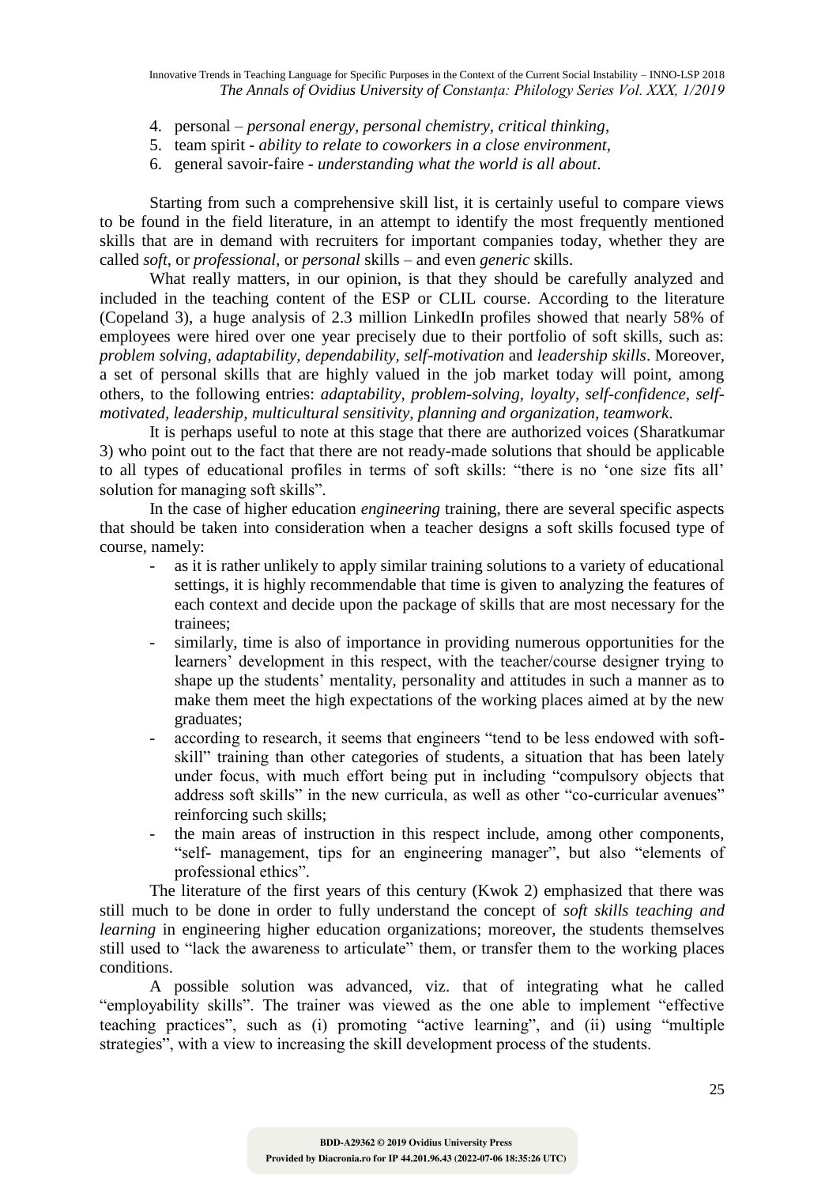4. personal – *personal energy, personal chemistry, critical thinking*,
5. team spirit - *ability to relate to coworkers in a close environment*,
6. general savoir-faire - *understanding what the world is all about*.

Starting from such a comprehensive skill list, it is certainly useful to compare views to be found in the field literature, in an attempt to identify the most frequently mentioned skills that are in demand with recruiters for important companies today, whether they are called *soft*, or *professional*, or *personal* skills – and even *generic* skills.

What really matters, in our opinion, is that they should be carefully analyzed and included in the teaching content of the ESP or CLIL course. According to the literature (Copeland 3), a huge analysis of 2.3 million LinkedIn profiles showed that nearly 58% of employees were hired over one year precisely due to their portfolio of soft skills, such as: *problem solving, adaptability, dependability, self-motivation* and *leadership skills*. Moreover, a set of personal skills that are highly valued in the job market today will point, among others, to the following entries: *adaptability, problem-solving, loyalty, self-confidence, self-motivated, leadership, multicultural sensitivity, planning and organization, teamwork*.

It is perhaps useful to note at this stage that there are authorized voices (Sharatkumar 3) who point out to the fact that there are not ready-made solutions that should be applicable to all types of educational profiles in terms of soft skills: "there is no 'one size fits all' solution for managing soft skills".

In the case of higher education *engineering* training, there are several specific aspects that should be taken into consideration when a teacher designs a soft skills focused type of course, namely:

- as it is rather unlikely to apply similar training solutions to a variety of educational settings, it is highly recommendable that time is given to analyzing the features of each context and decide upon the package of skills that are most necessary for the trainees;
- similarly, time is also of importance in providing numerous opportunities for the learners' development in this respect, with the teacher/course designer trying to shape up the students' mentality, personality and attitudes in such a manner as to make them meet the high expectations of the working places aimed at by the new graduates;
- according to research, it seems that engineers "tend to be less endowed with soft-skill" training than other categories of students, a situation that has been lately under focus, with much effort being put in including "compulsory objects that address soft skills" in the new curricula, as well as other "co-curricular avenues" reinforcing such skills;
- the main areas of instruction in this respect include, among other components, "self- management, tips for an engineering manager", but also "elements of professional ethics".

The literature of the first years of this century (Kwok 2) emphasized that there was still much to be done in order to fully understand the concept of *soft skills teaching and learning* in engineering higher education organizations; moreover, the students themselves still used to "lack the awareness to articulate" them, or transfer them to the working places conditions.

A possible solution was advanced, viz. that of integrating what he called "employability skills". The trainer was viewed as the one able to implement "effective teaching practices", such as (i) promoting "active learning", and (ii) using "multiple strategies", with a view to increasing the skill development process of the students.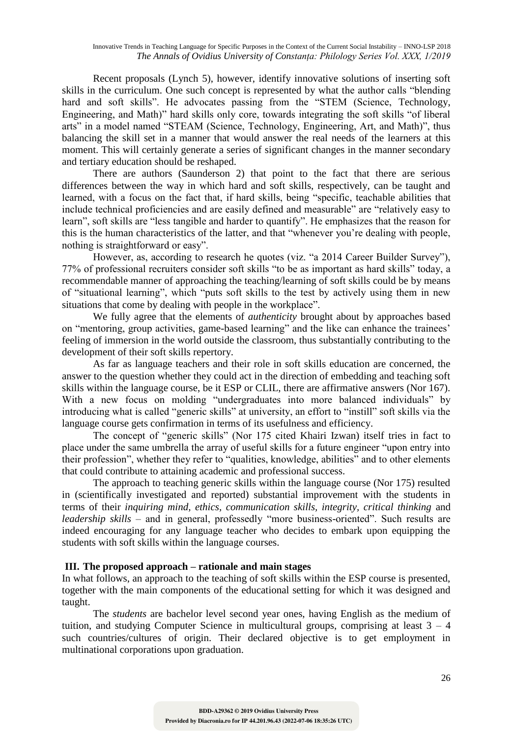Recent proposals (Lynch 5), however, identify innovative solutions of inserting soft skills in the curriculum. One such concept is represented by what the author calls "blending hard and soft skills". He advocates passing from the "STEM (Science, Technology, Engineering, and Math)" hard skills only core, towards integrating the soft skills "of liberal arts" in a model named "STEAM (Science, Technology, Engineering, Art, and Math)", thus balancing the skill set in a manner that would answer the real needs of the learners at this moment. This will certainly generate a series of significant changes in the manner secondary and tertiary education should be reshaped.

There are authors (Saunderson 2) that point to the fact that there are serious differences between the way in which hard and soft skills, respectively, can be taught and learned, with a focus on the fact that, if hard skills, being "specific, teachable abilities that include technical proficiencies and are easily defined and measurable" are "relatively easy to learn", soft skills are "less tangible and harder to quantify". He emphasizes that the reason for this is the human characteristics of the latter, and that "whenever you're dealing with people, nothing is straightforward or easy".

However, as, according to research he quotes (viz. "a 2014 Career Builder Survey"), 77% of professional recruiters consider soft skills "to be as important as hard skills" today, a recommendable manner of approaching the teaching/learning of soft skills could be by means of "situational learning", which "puts soft skills to the test by actively using them in new situations that come by dealing with people in the workplace".

We fully agree that the elements of *authenticity* brought about by approaches based on "mentoring, group activities, game-based learning" and the like can enhance the trainees' feeling of immersion in the world outside the classroom, thus substantially contributing to the development of their soft skills repertory.

As far as language teachers and their role in soft skills education are concerned, the answer to the question whether they could act in the direction of embedding and teaching soft skills within the language course, be it ESP or CLIL, there are affirmative answers (Nor 167). With a new focus on molding "undergraduates into more balanced individuals" by introducing what is called "generic skills" at university, an effort to "instill" soft skills via the language course gets confirmation in terms of its usefulness and efficiency.

The concept of "generic skills" (Nor 175 cited Khairi Izwan) itself tries in fact to place under the same umbrella the array of useful skills for a future engineer "upon entry into their profession", whether they refer to "qualities, knowledge, abilities" and to other elements that could contribute to attaining academic and professional success.

The approach to teaching generic skills within the language course (Nor 175) resulted in (scientifically investigated and reported) substantial improvement with the students in terms of their *inquiring mind*, *ethics*, *communication skills*, *integrity*, *critical thinking* and *leadership skills* – and in general, professedly "more business-oriented". Such results are indeed encouraging for any language teacher who decides to embark upon equipping the students with soft skills within the language courses.

## III. The proposed approach – rationale and main stages

In what follows, an approach to the teaching of soft skills within the ESP course is presented, together with the main components of the educational setting for which it was designed and taught.

The *students* are bachelor level second year ones, having English as the medium of tuition, and studying Computer Science in multicultural groups, comprising at least 3 – 4 such countries/cultures of origin. Their declared objective is to get employment in multinational corporations upon graduation.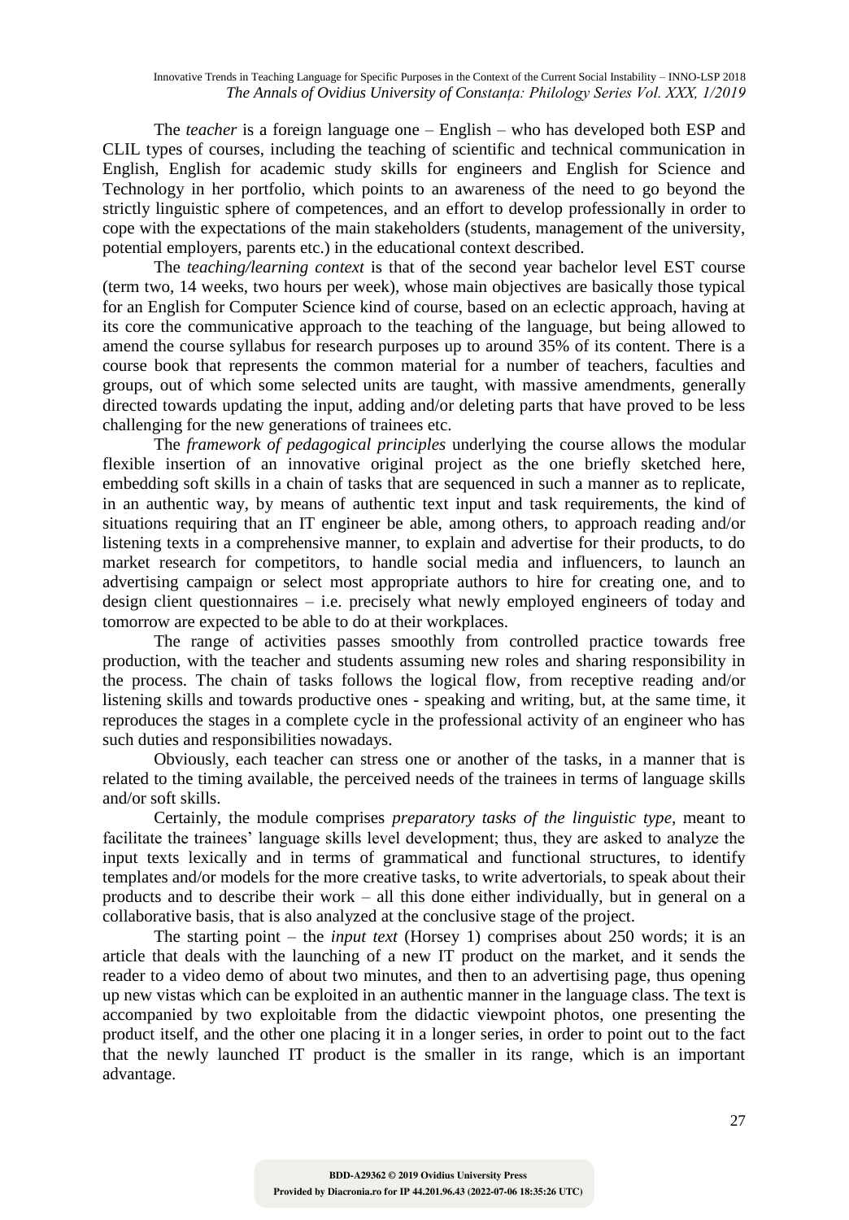The *teacher* is a foreign language one – English – who has developed both ESP and CLIL types of courses, including the teaching of scientific and technical communication in English, English for academic study skills for engineers and English for Science and Technology in her portfolio, which points to an awareness of the need to go beyond the strictly linguistic sphere of competences, and an effort to develop professionally in order to cope with the expectations of the main stakeholders (students, management of the university, potential employers, parents etc.) in the educational context described.

The *teaching/learning context* is that of the second year bachelor level EST course (term two, 14 weeks, two hours per week), whose main objectives are basically those typical for an English for Computer Science kind of course, based on an eclectic approach, having at its core the communicative approach to the teaching of the language, but being allowed to amend the course syllabus for research purposes up to around 35% of its content. There is a course book that represents the common material for a number of teachers, faculties and groups, out of which some selected units are taught, with massive amendments, generally directed towards updating the input, adding and/or deleting parts that have proved to be less challenging for the new generations of trainees etc.

The *framework of pedagogical principles* underlying the course allows the modular flexible insertion of an innovative original project as the one briefly sketched here, embedding soft skills in a chain of tasks that are sequenced in such a manner as to replicate, in an authentic way, by means of authentic text input and task requirements, the kind of situations requiring that an IT engineer be able, among others, to approach reading and/or listening texts in a comprehensive manner, to explain and advertise for their products, to do market research for competitors, to handle social media and influencers, to launch an advertising campaign or select most appropriate authors to hire for creating one, and to design client questionnaires – i.e. precisely what newly employed engineers of today and tomorrow are expected to be able to do at their workplaces.

The range of activities passes smoothly from controlled practice towards free production, with the teacher and students assuming new roles and sharing responsibility in the process. The chain of tasks follows the logical flow, from receptive reading and/or listening skills and towards productive ones - speaking and writing, but, at the same time, it reproduces the stages in a complete cycle in the professional activity of an engineer who has such duties and responsibilities nowadays.

Obviously, each teacher can stress one or another of the tasks, in a manner that is related to the timing available, the perceived needs of the trainees in terms of language skills and/or soft skills.

Certainly, the module comprises *preparatory tasks of the linguistic type*, meant to facilitate the trainees' language skills level development; thus, they are asked to analyze the input texts lexically and in terms of grammatical and functional structures, to identify templates and/or models for the more creative tasks, to write advertorials, to speak about their products and to describe their work – all this done either individually, but in general on a collaborative basis, that is also analyzed at the conclusive stage of the project.

The starting point – the *input text* (Horsey 1) comprises about 250 words; it is an article that deals with the launching of a new IT product on the market, and it sends the reader to a video demo of about two minutes, and then to an advertising page, thus opening up new vistas which can be exploited in an authentic manner in the language class. The text is accompanied by two exploitable from the didactic viewpoint photos, one presenting the product itself, and the other one placing it in a longer series, in order to point out to the fact that the newly launched IT product is the smaller in its range, which is an important advantage.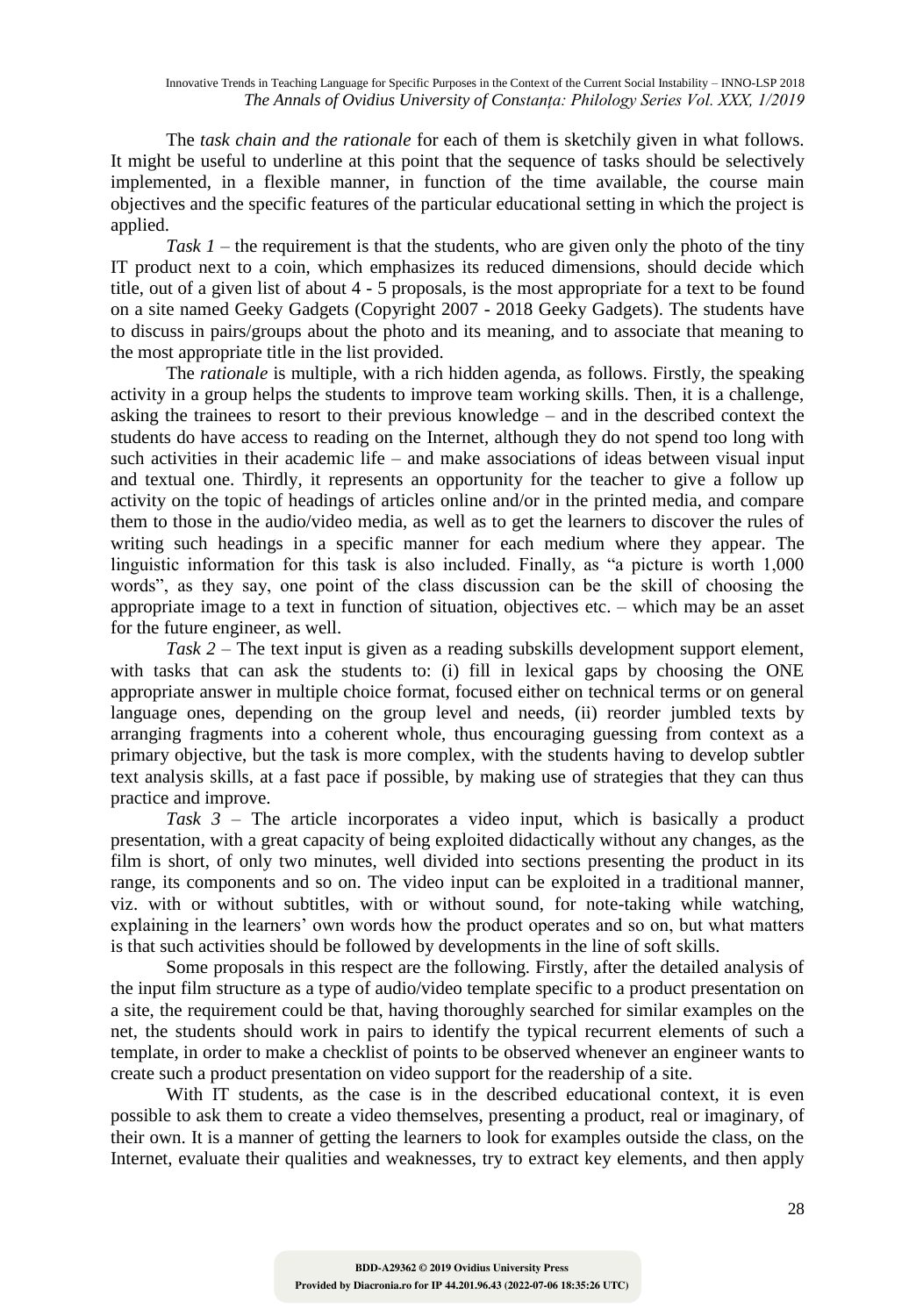The *task chain and the rationale* for each of them is sketchily given in what follows. It might be useful to underline at this point that the sequence of tasks should be selectively implemented, in a flexible manner, in function of the time available, the course main objectives and the specific features of the particular educational setting in which the project is applied.

*Task 1* – the requirement is that the students, who are given only the photo of the tiny IT product next to a coin, which emphasizes its reduced dimensions, should decide which title, out of a given list of about 4 - 5 proposals, is the most appropriate for a text to be found on a site named Geeky Gadgets (Copyright 2007 - 2018 Geeky Gadgets). The students have to discuss in pairs/groups about the photo and its meaning, and to associate that meaning to the most appropriate title in the list provided.

The *rationale* is multiple, with a rich hidden agenda, as follows. Firstly, the speaking activity in a group helps the students to improve team working skills. Then, it is a challenge, asking the trainees to resort to their previous knowledge – and in the described context the students do have access to reading on the Internet, although they do not spend too long with such activities in their academic life – and make associations of ideas between visual input and textual one. Thirdly, it represents an opportunity for the teacher to give a follow up activity on the topic of headings of articles online and/or in the printed media, and compare them to those in the audio/video media, as well as to get the learners to discover the rules of writing such headings in a specific manner for each medium where they appear. The linguistic information for this task is also included. Finally, as "a picture is worth 1,000 words", as they say, one point of the class discussion can be the skill of choosing the appropriate image to a text in function of situation, objectives etc. – which may be an asset for the future engineer, as well.

*Task 2* – The text input is given as a reading subskills development support element, with tasks that can ask the students to: (i) fill in lexical gaps by choosing the ONE appropriate answer in multiple choice format, focused either on technical terms or on general language ones, depending on the group level and needs, (ii) reorder jumbled texts by arranging fragments into a coherent whole, thus encouraging guessing from context as a primary objective, but the task is more complex, with the students having to develop subtler text analysis skills, at a fast pace if possible, by making use of strategies that they can thus practice and improve.

*Task 3* – The article incorporates a video input, which is basically a product presentation, with a great capacity of being exploited didactically without any changes, as the film is short, of only two minutes, well divided into sections presenting the product in its range, its components and so on. The video input can be exploited in a traditional manner, viz. with or without subtitles, with or without sound, for note-taking while watching, explaining in the learners' own words how the product operates and so on, but what matters is that such activities should be followed by developments in the line of soft skills.

Some proposals in this respect are the following. Firstly, after the detailed analysis of the input film structure as a type of audio/video template specific to a product presentation on a site, the requirement could be that, having thoroughly searched for similar examples on the net, the students should work in pairs to identify the typical recurrent elements of such a template, in order to make a checklist of points to be observed whenever an engineer wants to create such a product presentation on video support for the readership of a site.

With IT students, as the case is in the described educational context, it is even possible to ask them to create a video themselves, presenting a product, real or imaginary, of their own. It is a manner of getting the learners to look for examples outside the class, on the Internet, evaluate their qualities and weaknesses, try to extract key elements, and then apply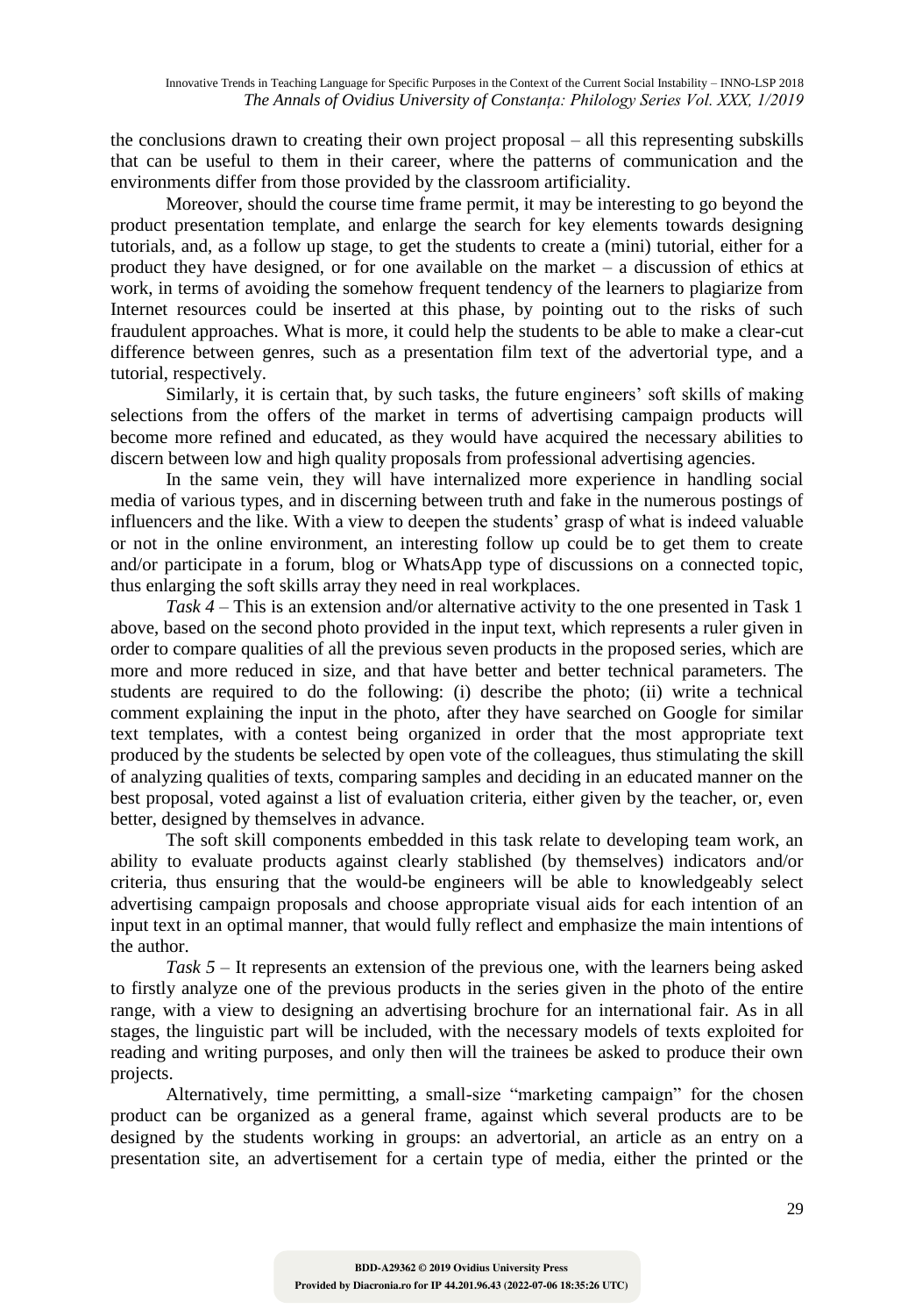the conclusions drawn to creating their own project proposal – all this representing subskills that can be useful to them in their career, where the patterns of communication and the environments differ from those provided by the classroom artificiality.

Moreover, should the course time frame permit, it may be interesting to go beyond the product presentation template, and enlarge the search for key elements towards designing tutorials, and, as a follow up stage, to get the students to create a (mini) tutorial, either for a product they have designed, or for one available on the market – a discussion of ethics at work, in terms of avoiding the somehow frequent tendency of the learners to plagiarize from Internet resources could be inserted at this phase, by pointing out to the risks of such fraudulent approaches. What is more, it could help the students to be able to make a clear-cut difference between genres, such as a presentation film text of the advertorial type, and a tutorial, respectively.

Similarly, it is certain that, by such tasks, the future engineers' soft skills of making selections from the offers of the market in terms of advertising campaign products will become more refined and educated, as they would have acquired the necessary abilities to discern between low and high quality proposals from professional advertising agencies.

In the same vein, they will have internalized more experience in handling social media of various types, and in discerning between truth and fake in the numerous postings of influencers and the like. With a view to deepen the students' grasp of what is indeed valuable or not in the online environment, an interesting follow up could be to get them to create and/or participate in a forum, blog or WhatsApp type of discussions on a connected topic, thus enlarging the soft skills array they need in real workplaces.

*Task 4* – This is an extension and/or alternative activity to the one presented in Task 1 above, based on the second photo provided in the input text, which represents a ruler given in order to compare qualities of all the previous seven products in the proposed series, which are more and more reduced in size, and that have better and better technical parameters. The students are required to do the following: (i) describe the photo; (ii) write a technical comment explaining the input in the photo, after they have searched on Google for similar text templates, with a contest being organized in order that the most appropriate text produced by the students be selected by open vote of the colleagues, thus stimulating the skill of analyzing qualities of texts, comparing samples and deciding in an educated manner on the best proposal, voted against a list of evaluation criteria, either given by the teacher, or, even better, designed by themselves in advance.

The soft skill components embedded in this task relate to developing team work, an ability to evaluate products against clearly stablished (by themselves) indicators and/or criteria, thus ensuring that the would-be engineers will be able to knowledgeably select advertising campaign proposals and choose appropriate visual aids for each intention of an input text in an optimal manner, that would fully reflect and emphasize the main intentions of the author.

*Task 5* – It represents an extension of the previous one, with the learners being asked to firstly analyze one of the previous products in the series given in the photo of the entire range, with a view to designing an advertising brochure for an international fair. As in all stages, the linguistic part will be included, with the necessary models of texts exploited for reading and writing purposes, and only then will the trainees be asked to produce their own projects.

Alternatively, time permitting, a small-size "marketing campaign" for the chosen product can be organized as a general frame, against which several products are to be designed by the students working in groups: an advertorial, an article as an entry on a presentation site, an advertisement for a certain type of media, either the printed or the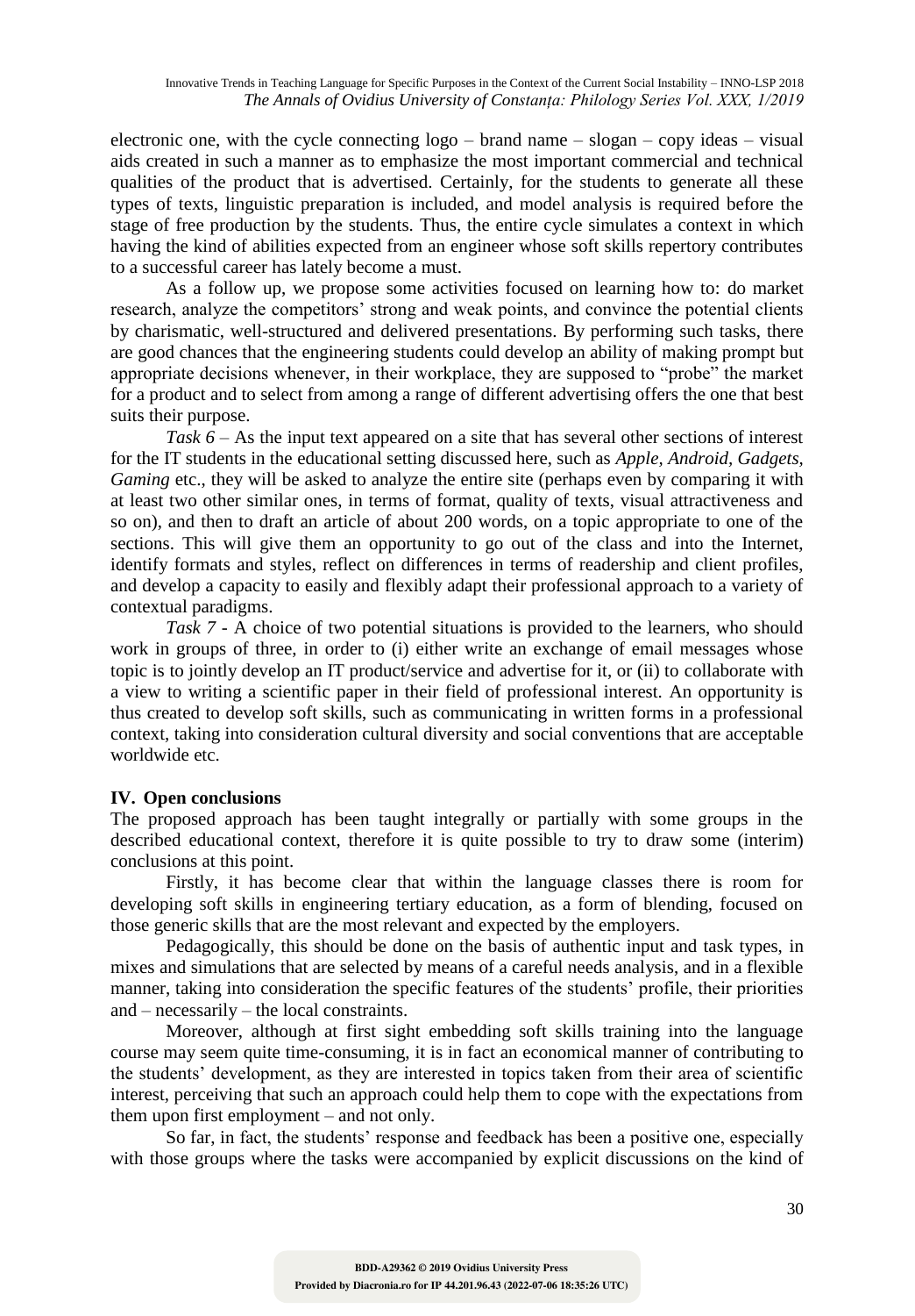electronic one, with the cycle connecting logo – brand name – slogan – copy ideas – visual aids created in such a manner as to emphasize the most important commercial and technical qualities of the product that is advertised. Certainly, for the students to generate all these types of texts, linguistic preparation is included, and model analysis is required before the stage of free production by the students. Thus, the entire cycle simulates a context in which having the kind of abilities expected from an engineer whose soft skills repertory contributes to a successful career has lately become a must.

As a follow up, we propose some activities focused on learning how to: do market research, analyze the competitors' strong and weak points, and convince the potential clients by charismatic, well-structured and delivered presentations. By performing such tasks, there are good chances that the engineering students could develop an ability of making prompt but appropriate decisions whenever, in their workplace, they are supposed to "probe" the market for a product and to select from among a range of different advertising offers the one that best suits their purpose.

*Task 6* – As the input text appeared on a site that has several other sections of interest for the IT students in the educational setting discussed here, such as *Apple*, *Android*, *Gadgets*, *Gaming* etc., they will be asked to analyze the entire site (perhaps even by comparing it with at least two other similar ones, in terms of format, quality of texts, visual attractiveness and so on), and then to draft an article of about 200 words, on a topic appropriate to one of the sections. This will give them an opportunity to go out of the class and into the Internet, identify formats and styles, reflect on differences in terms of readership and client profiles, and develop a capacity to easily and flexibly adapt their professional approach to a variety of contextual paradigms.

*Task 7* - A choice of two potential situations is provided to the learners, who should work in groups of three, in order to (i) either write an exchange of email messages whose topic is to jointly develop an IT product/service and advertise for it, or (ii) to collaborate with a view to writing a scientific paper in their field of professional interest. An opportunity is thus created to develop soft skills, such as communicating in written forms in a professional context, taking into consideration cultural diversity and social conventions that are acceptable worldwide etc.

## IV. Open conclusions

The proposed approach has been taught integrally or partially with some groups in the described educational context, therefore it is quite possible to try to draw some (interim) conclusions at this point.

Firstly, it has become clear that within the language classes there is room for developing soft skills in engineering tertiary education, as a form of blending, focused on those generic skills that are the most relevant and expected by the employers.

Pedagogically, this should be done on the basis of authentic input and task types, in mixes and simulations that are selected by means of a careful needs analysis, and in a flexible manner, taking into consideration the specific features of the students' profile, their priorities and – necessarily – the local constraints.

Moreover, although at first sight embedding soft skills training into the language course may seem quite time-consuming, it is in fact an economical manner of contributing to the students' development, as they are interested in topics taken from their area of scientific interest, perceiving that such an approach could help them to cope with the expectations from them upon first employment – and not only.

So far, in fact, the students' response and feedback has been a positive one, especially with those groups where the tasks were accompanied by explicit discussions on the kind of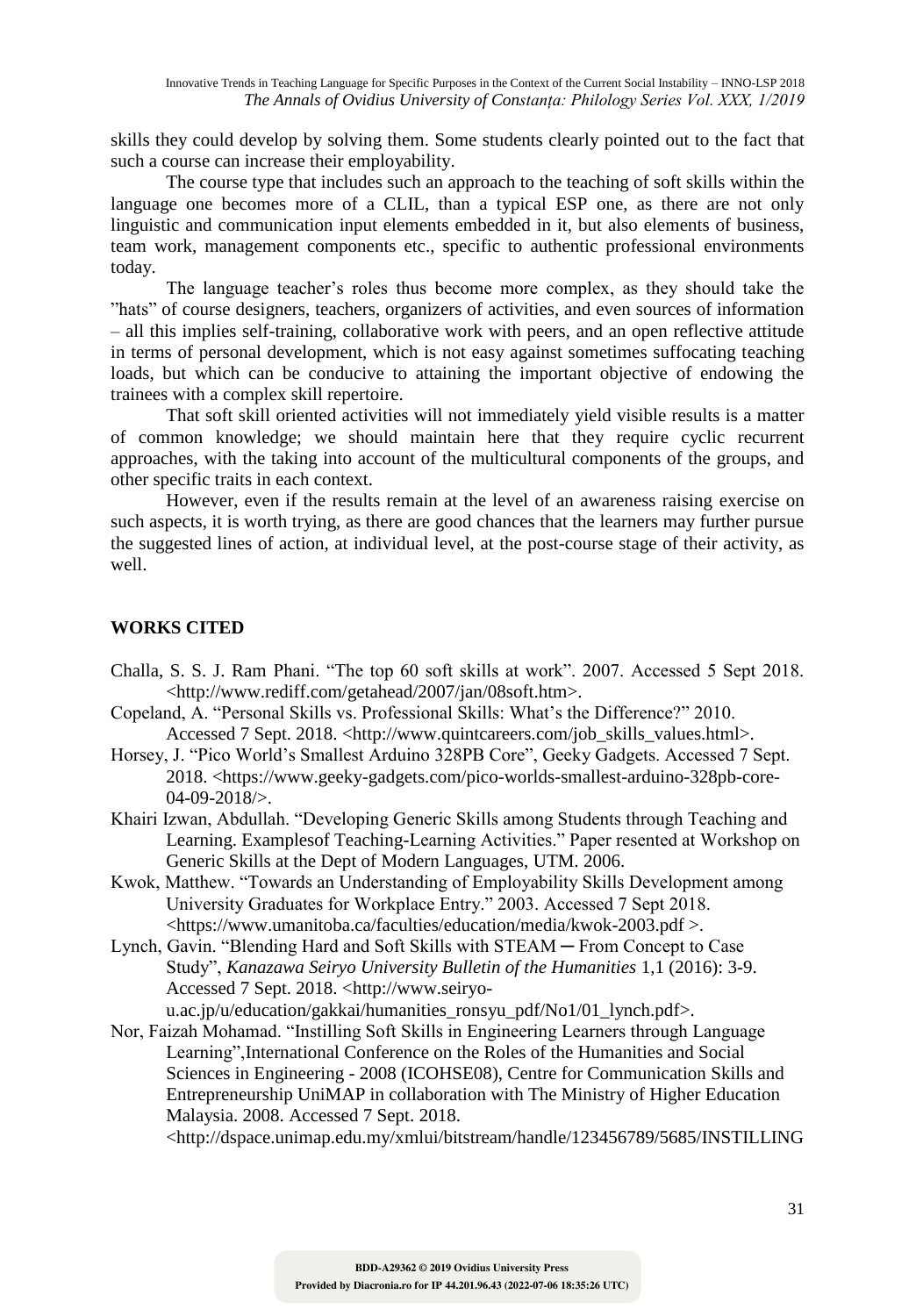skills they could develop by solving them. Some students clearly pointed out to the fact that such a course can increase their employability.

The course type that includes such an approach to the teaching of soft skills within the language one becomes more of a CLIL, than a typical ESP one, as there are not only linguistic and communication input elements embedded in it, but also elements of business, team work, management components etc., specific to authentic professional environments today.

The language teacher's roles thus become more complex, as they should take the "hats" of course designers, teachers, organizers of activities, and even sources of information – all this implies self-training, collaborative work with peers, and an open reflective attitude in terms of personal development, which is not easy against sometimes suffocating teaching loads, but which can be conducive to attaining the important objective of endowing the trainees with a complex skill repertoire.

That soft skill oriented activities will not immediately yield visible results is a matter of common knowledge; we should maintain here that they require cyclic recurrent approaches, with the taking into account of the multicultural components of the groups, and other specific traits in each context.

However, even if the results remain at the level of an awareness raising exercise on such aspects, it is worth trying, as there are good chances that the learners may further pursue the suggested lines of action, at individual level, at the post-course stage of their activity, as well.

## WORKS CITED

Challa, S. S. J. Ram Phani. "The top 60 soft skills at work". 2007. Accessed 5 Sept 2018. <http://www.rediff.com/getahead/2007/jan/08soft.htm>.

Copeland, A. "Personal Skills vs. Professional Skills: What's the Difference?" 2010. Accessed 7 Sept. 2018. <http://www.quintcareers.com/job_skills_values.html>.

Horsey, J. "Pico World's Smallest Arduino 328PB Core", Geeky Gadgets. Accessed 7 Sept. 2018. <https://www.geeky-gadgets.com/pico-worlds-smallest-arduino-328pb-core-04-09-2018/>.

Khairi Izwan, Abdullah. "Developing Generic Skills among Students through Teaching and Learning. Examplesof Teaching-Learning Activities." Paper resented at Workshop on Generic Skills at the Dept of Modern Languages, UTM. 2006.

Kwok, Matthew. "Towards an Understanding of Employability Skills Development among University Graduates for Workplace Entry." 2003. Accessed 7 Sept 2018. <https://www.umanitoba.ca/faculties/education/media/kwok-2003.pdf >.

Lynch, Gavin. "Blending Hard and Soft Skills with STEAM ─ From Concept to Case Study", *Kanazawa Seiryo University Bulletin of the Humanities* 1,1 (2016): 3-9. Accessed 7 Sept. 2018. <http://www.seiryo-u.ac.jp/u/education/gakkai/humanities_ronsyu_pdf/No1/01_lynch.pdf>.

Nor, Faizah Mohamad. "Instilling Soft Skills in Engineering Learners through Language Learning",International Conference on the Roles of the Humanities and Social Sciences in Engineering - 2008 (ICOHSE08), Centre for Communication Skills and Entrepreneurship UniMAP in collaboration with The Ministry of Higher Education Malaysia. 2008. Accessed 7 Sept. 2018. <http://dspace.unimap.edu.my/xmlui/bitstream/handle/123456789/5685/INSTILLING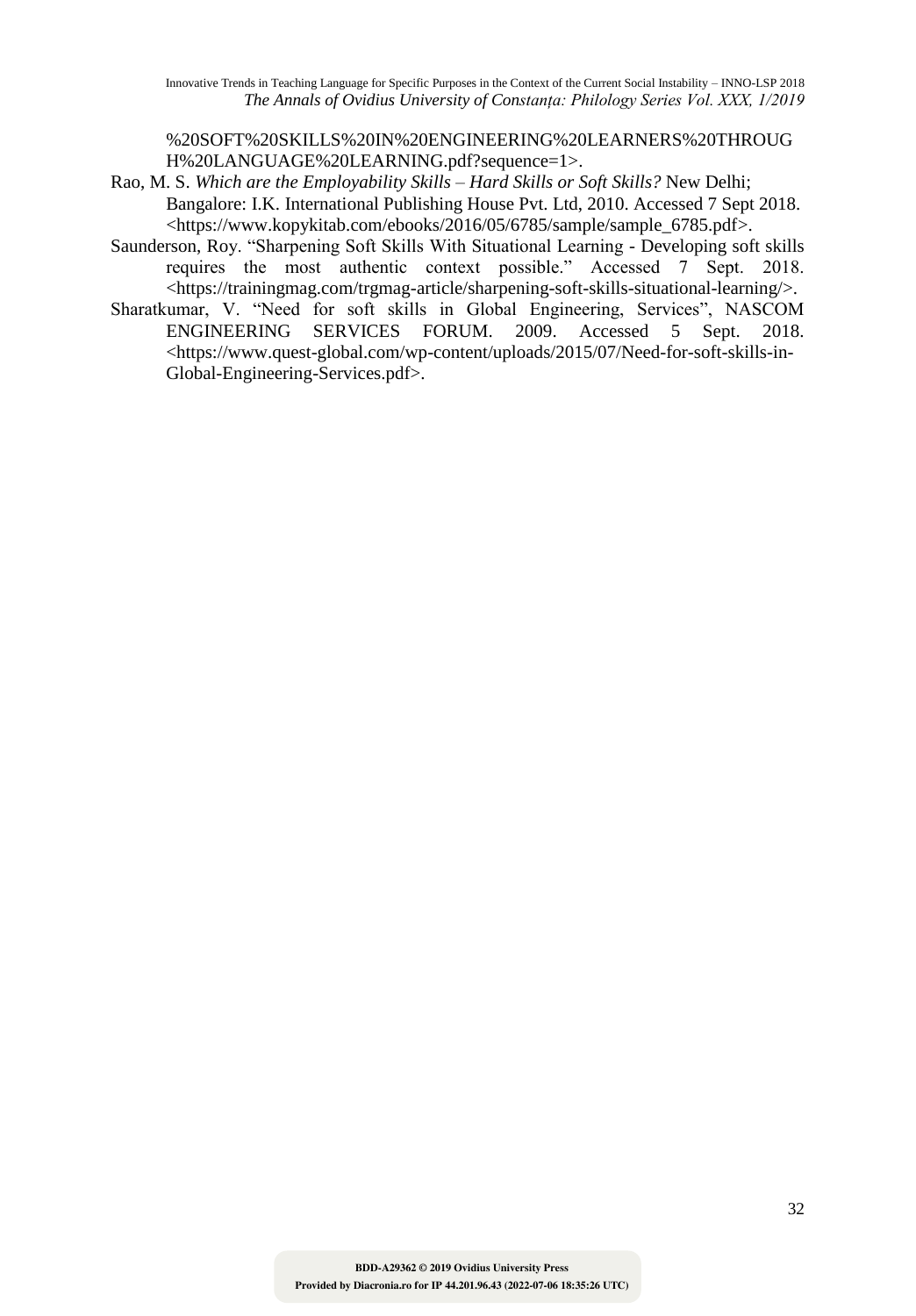%20SOFT%20SKILLS%20IN%20ENGINEERING%20LEARNERS%20THROUGH%20LANGUAGE%20LEARNING.pdf?sequence=1>.

Rao, M. S. *Which are the Employability Skills – Hard Skills or Soft Skills?* New Delhi; Bangalore: I.K. International Publishing House Pvt. Ltd, 2010. Accessed 7 Sept 2018. <https://www.kopykitab.com/ebooks/2016/05/6785/sample/sample_6785.pdf>.

Saunderson, Roy. "Sharpening Soft Skills With Situational Learning - Developing soft skills requires the most authentic context possible." Accessed 7 Sept. 2018. <https://trainingmag.com/trgmag-article/sharpening-soft-skills-situational-learning/>.

Sharatkumar, V. "Need for soft skills in Global Engineering, Services", NASCOM ENGINEERING SERVICES FORUM. 2009. Accessed 5 Sept. 2018. <https://www.quest-global.com/wp-content/uploads/2015/07/Need-for-soft-skills-in-Global-Engineering-Services.pdf>.

BDD-A29362 © 2019 Ovidius University Press
Provided by Diacronia.ro for IP 44.201.96.43 (2022-07-06 18:35:26 UTC)